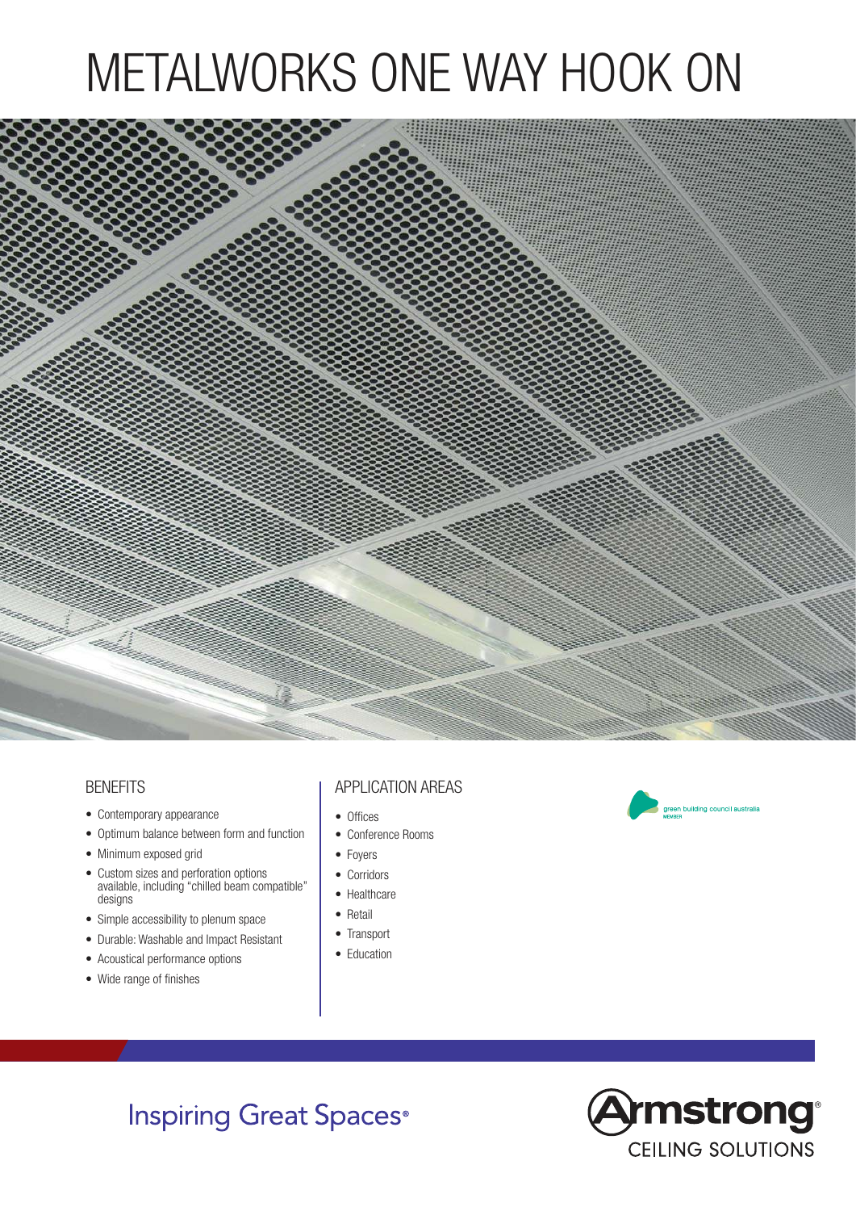# METALWORKS ONE WAY HOOK ON

## BENEFITS

- Contemporary appearance
- Optimum balance between form and function
- Minimum exposed grid
- Custom sizes and perforation options available, including "chilled beam compatible" designs
- Simple accessibility to plenum space
- Durable: Washable and Impact Resistant
- Acoustical performance options
- Wide range of finishes

## APPLICATION AREAS

- Offices
- Conference Rooms
- Foyers
- Corridors
- Healthcare
- Retail
- Transport
- Education

green building council australia MEMBER

Inspiring Great Spaces®

Armstrong® CEILING SOLUTIONS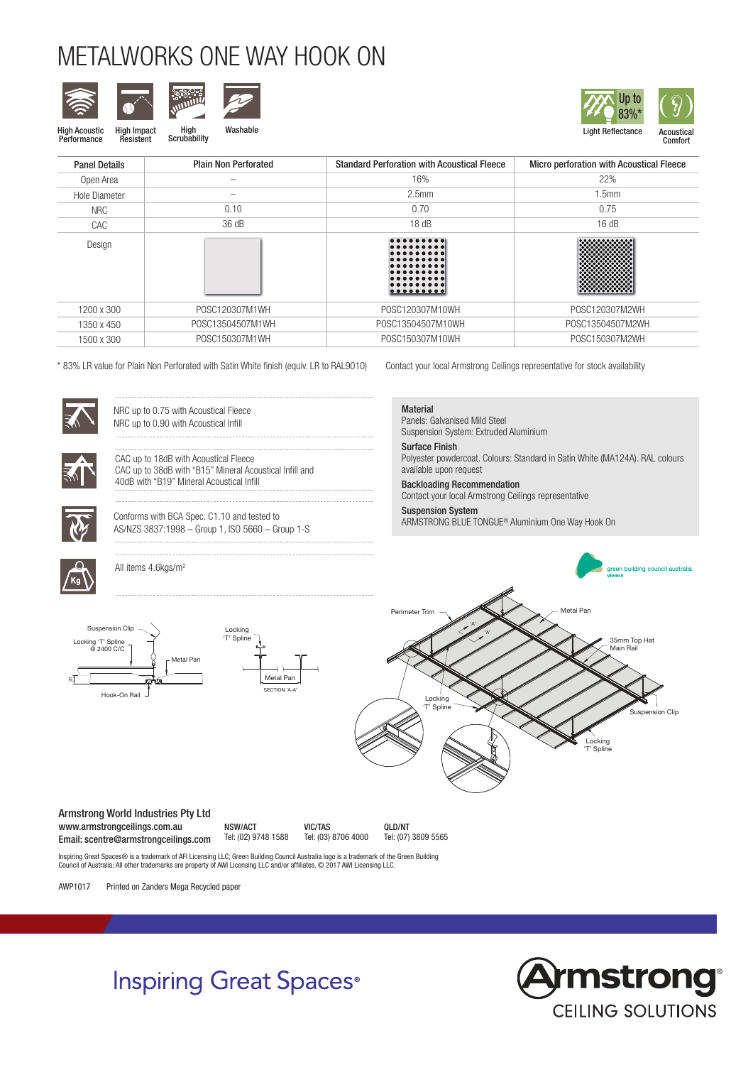# METALWORKS ONE WAY HOOK ON

High Acoustic Performance

High Impact Resistent

High Scrubability

Washable

Up to 83%* Light Reflectance

Acoustical Comfort

| Panel Details | Plain Non Perforated | Standard Perforation with Acoustical Fleece | Micro perforation with Acoustical Fleece |
|---|---|---|---|
| Open Area | – | 16% | 22% |
| Hole Diameter | – | 2.5mm | 1.5mm |
| NRC | 0.10 | 0.70 | 0.75 |
| CAC | 36 dB | 18 dB | 16 dB |
| Design | | | |
| 1200 x 300 | POSC120307M1WH | POSC120307M10WH | POSC120307M2WH |
| 1350 x 450 | POSC13504507M1WH | POSC13504507M10WH | POSC13504507M2WH |
| 1500 x 300 | POSC150307M1WH | POSC150307M10WH | POSC150307M2WH |

\* 83% LR value for Plain Non Perforated with Satin White finish (equiv. LR to RAL9010)

Contact your local Armstrong Ceilings representative for stock availability

NRC up to 0.75 with Acoustical Fleece
NRC up to 0.90 with Acoustical Infill

CAC up to 18dB with Acoustical Fleece
CAC up to 38dB with "B15" Mineral Acoustical Infill and 40dB with "B19" Mineral Acoustical Infill

Conforms with BCA Spec. C1.10 and tested to AS/NZS 3837:1998 – Group 1, ISO 5660 – Group 1-S

All items 4.6kgs/m²

**Material**
Panels: Galvanised Mild Steel
Suspension System: Extruded Aluminium

**Surface Finish**
Polyester powdercoat. Colours: Standard in Satin White (MA124A). RAL colours available upon request

**Backloading Recommendation**
Contact your local Armstrong Ceilings representative

**Suspension System**
ARMSTRONG BLUE TONGUE® Aluminium One Way Hook On

green building council australia MEMBER

Suspension Clip
Locking 'T' Spline @ 2400 C/C
Metal Pan
Hook-On Rail

Locking 'T' Spline
Metal Pan
SECTION 'A-A'

Perimeter Trim
Metal Pan
35mm Top Hat Main Rail
Locking 'T' Spline
Suspension Clip
Locking 'T' Spline

**Armstrong World Industries Pty Ltd**
**www.armstrongceilings.com.au**
**Email: scentre@armstrongceilings.com**

**NSW/ACT** Tel: (02) 9748 1588
**VIC/TAS** Tel: (03) 8706 4000
**QLD/NT** Tel: (07) 3809 5565

Inspiring Great Spaces® is a trademark of AFI Licensing LLC; Green Building Council Australia logo is a trademark of the Green Building Council of Australia; All other trademarks are property of AWI Licensing LLC and/or affiliates. © 2017 AWI Licensing LLC.

AWP1017 Printed on Zanders Mega Recycled paper

Inspiring Great Spaces®

Armstrong® CEILING SOLUTIONS